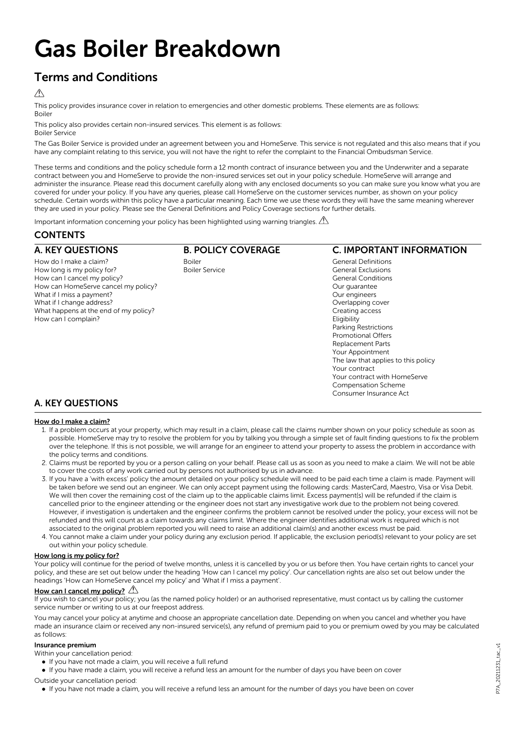# Gas Boiler Breakdown

## Terms and Conditions

⚠

This policy provides insurance cover in relation to emergencies and other domestic problems. These elements are as follows:
Boiler

This policy also provides certain non-insured services. This element is as follows:
Boiler Service

The Gas Boiler Service is provided under an agreement between you and HomeServe. This service is not regulated and this also means that if you have any complaint relating to this service, you will not have the right to refer the complaint to the Financial Ombudsman Service.

These terms and conditions and the policy schedule form a 12 month contract of insurance between you and the Underwriter and a separate contract between you and HomeServe to provide the non-insured services set out in your policy schedule. HomeServe will arrange and administer the insurance. Please read this document carefully along with any enclosed documents so you can make sure you know what you are covered for under your policy. If you have any queries, please call HomeServe on the customer services number, as shown on your policy schedule. Certain words within this policy have a particular meaning. Each time we use these words they will have the same meaning wherever they are used in your policy. Please see the General Definitions and Policy Coverage sections for further details.

Important information concerning your policy has been highlighted using warning triangles. ⚠

## CONTENTS

### A. KEY QUESTIONS

How do I make a claim?
How long is my policy for?
How can I cancel my policy?
How can HomeServe cancel my policy?
What if I miss a payment?
What if I change address?
What happens at the end of my policy?
How can I complain?

### B. POLICY COVERAGE

Boiler
Boiler Service

### C. IMPORTANT INFORMATION

General Definitions
General Exclusions
General Conditions
Our guarantee
Our engineers
Overlapping cover
Creating access
Eligibility
Parking Restrictions
Promotional Offers
Replacement Parts
Your Appointment
The law that applies to this policy
Your contract
Your contract with HomeServe
Compensation Scheme
Consumer Insurance Act

## A. KEY QUESTIONS

### How do I make a claim?

1. If a problem occurs at your property, which may result in a claim, please call the claims number shown on your policy schedule as soon as possible. HomeServe may try to resolve the problem for you by talking you through a simple set of fault finding questions to fix the problem over the telephone. If this is not possible, we will arrange for an engineer to attend your property to assess the problem in accordance with the policy terms and conditions.
2. Claims must be reported by you or a person calling on your behalf. Please call us as soon as you need to make a claim. We will not be able to cover the costs of any work carried out by persons not authorised by us in advance.
3. If you have a 'with excess' policy the amount detailed on your policy schedule will need to be paid each time a claim is made. Payment will be taken before we send out an engineer. We can only accept payment using the following cards: MasterCard, Maestro, Visa or Visa Debit. We will then cover the remaining cost of the claim up to the applicable claims limit. Excess payment(s) will be refunded if the claim is cancelled prior to the engineer attending or the engineer does not start any investigative work due to the problem not being covered. However, if investigation is undertaken and the engineer confirms the problem cannot be resolved under the policy, your excess will not be refunded and this will count as a claim towards any claims limit. Where the engineer identifies additional work is required which is not associated to the original problem reported you will need to raise an additional claim(s) and another excess must be paid.
4. You cannot make a claim under your policy during any exclusion period. If applicable, the exclusion period(s) relevant to your policy are set out within your policy schedule.

### How long is my policy for?

Your policy will continue for the period of twelve months, unless it is cancelled by you or us before then. You have certain rights to cancel your policy, and these are set out below under the heading 'How can I cancel my policy'. Our cancellation rights are also set out below under the headings 'How can HomeServe cancel my policy' and 'What if I miss a payment'.

### How can I cancel my policy? ⚠

If you wish to cancel your policy; you (as the named policy holder) or an authorised representative, must contact us by calling the customer service number or writing to us at our freepost address.

You may cancel your policy at anytime and choose an appropriate cancellation date. Depending on when you cancel and whether you have made an insurance claim or received any non-insured service(s), any refund of premium paid to you or premium owed by you may be calculated as follows:

**Insurance premium**

Within your cancellation period:

- If you have not made a claim, you will receive a full refund
- If you have made a claim, you will receive a refund less an amount for the number of days you have been on cover

Outside your cancellation period:

- If you have not made a claim, you will receive a refund less an amount for the number of days you have been on cover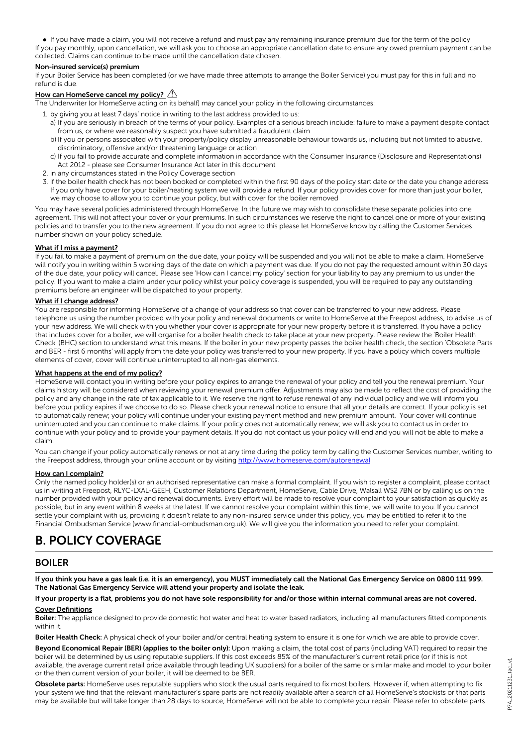- If you have made a claim, you will not receive a refund and must pay any remaining insurance premium due for the term of the policy

If you pay monthly, upon cancellation, we will ask you to choose an appropriate cancellation date to ensure any owed premium payment can be collected. Claims can continue to be made until the cancellation date chosen.

**Non-insured service(s) premium**

If your Boiler Service has been completed (or we have made three attempts to arrange the Boiler Service) you must pay for this in full and no refund is due.

**How can HomeServe cancel my policy?** ⚠

The Underwriter (or HomeServe acting on its behalf) may cancel your policy in the following circumstances:

1. by giving you at least 7 days' notice in writing to the last address provided to us:
   a) If you are seriously in breach of the terms of your policy. Examples of a serious breach include: failure to make a payment despite contact from us, or where we reasonably suspect you have submitted a fraudulent claim
   b) If you or persons associated with your property/policy display unreasonable behaviour towards us, including but not limited to abusive, discriminatory, offensive and/or threatening language or action
   c) If you fail to provide accurate and complete information in accordance with the Consumer Insurance (Disclosure and Representations) Act 2012 - please see Consumer Insurance Act later in this document
2. in any circumstances stated in the Policy Coverage section
3. if the boiler health check has not been booked or completed within the first 90 days of the policy start date or the date you change address. If you only have cover for your boiler/heating system we will provide a refund. If your policy provides cover for more than just your boiler, we may choose to allow you to continue your policy, but with cover for the boiler removed

You may have several policies administered through HomeServe. In the future we may wish to consolidate these separate policies into one agreement. This will not affect your cover or your premiums. In such circumstances we reserve the right to cancel one or more of your existing policies and to transfer you to the new agreement. If you do not agree to this please let HomeServe know by calling the Customer Services number shown on your policy schedule.

**What if I miss a payment?**

If you fail to make a payment of premium on the due date, your policy will be suspended and you will not be able to make a claim. HomeServe will notify you in writing within 5 working days of the date on which a payment was due. If you do not pay the requested amount within 30 days of the due date, your policy will cancel. Please see 'How can I cancel my policy' section for your liability to pay any premium to us under the policy. If you want to make a claim under your policy whilst your policy coverage is suspended, you will be required to pay any outstanding premiums before an engineer will be dispatched to your property.

**What if I change address?**

You are responsible for informing HomeServe of a change of your address so that cover can be transferred to your new address. Please telephone us using the number provided with your policy and renewal documents or write to HomeServe at the Freepost address, to advise us of your new address. We will check with you whether your cover is appropriate for your new property before it is transferred. If you have a policy that includes cover for a boiler, we will organise for a boiler health check to take place at your new property. Please review the 'Boiler Health Check' (BHC) section to understand what this means. If the boiler in your new property passes the boiler health check, the section 'Obsolete Parts and BER - first 6 months' will apply from the date your policy was transferred to your new property. If you have a policy which covers multiple elements of cover, cover will continue uninterrupted to all non-gas elements.

**What happens at the end of my policy?**

HomeServe will contact you in writing before your policy expires to arrange the renewal of your policy and tell you the renewal premium. Your claims history will be considered when reviewing your renewal premium offer. Adjustments may also be made to reflect the cost of providing the policy and any change in the rate of tax applicable to it. We reserve the right to refuse renewal of any individual policy and we will inform you before your policy expires if we choose to do so. Please check your renewal notice to ensure that all your details are correct. If your policy is set to automatically renew; your policy will continue under your existing payment method and new premium amount. Your cover will continue uninterrupted and you can continue to make claims. If your policy does not automatically renew; we will ask you to contact us in order to continue with your policy and to provide your payment details. If you do not contact us your policy will end and you will not be able to make a claim.

You can change if your policy automatically renews or not at any time during the policy term by calling the Customer Services number, writing to the Freepost address, through your online account or by visiting http://www.homeserve.com/autorenewal

**How can I complain?**

Only the named policy holder(s) or an authorised representative can make a formal complaint. If you wish to register a complaint, please contact us in writing at Freepost, RLYC-LXAL-GEEH, Customer Relations Department, HomeServe, Cable Drive, Walsall WS2 7BN or by calling us on the number provided with your policy and renewal documents. Every effort will be made to resolve your complaint to your satisfaction as quickly as possible, but in any event within 8 weeks at the latest. If we cannot resolve your complaint within this time, we will write to you. If you cannot settle your complaint with us, providing it doesn't relate to any non-insured service under this policy, you may be entitled to refer it to the Financial Ombudsman Service (www.financial-ombudsman.org.uk). We will give you the information you need to refer your complaint.

# B. POLICY COVERAGE

## BOILER

**If you think you have a gas leak (i.e. it is an emergency), you MUST immediately call the National Gas Emergency Service on 0800 111 999. The National Gas Emergency Service will attend your property and isolate the leak.**

**If your property is a flat, problems you do not have sole responsibility for and/or those within internal communal areas are not covered.**

**Cover Definitions**

**Boiler:** The appliance designed to provide domestic hot water and heat to water based radiators, including all manufacturers fitted components within it.

**Boiler Health Check:** A physical check of your boiler and/or central heating system to ensure it is one for which we are able to provide cover.

**Beyond Economical Repair (BER) (applies to the boiler only):** Upon making a claim, the total cost of parts (including VAT) required to repair the boiler will be determined by us using reputable suppliers. If this cost exceeds 85% of the manufacturer's current retail price (or if this is not available, the average current retail price available through leading UK suppliers) for a boiler of the same or similar make and model to your boiler or the then current version of your boiler, it will be deemed to be BER.

**Obsolete parts:** HomeServe uses reputable suppliers who stock the usual parts required to fix most boilers. However if, when attempting to fix your system we find that the relevant manufacturer's spare parts are not readily available after a search of all HomeServe's stockists or that parts may be available but will take longer than 28 days to source, HomeServe will not be able to complete your repair. Please refer to obsolete parts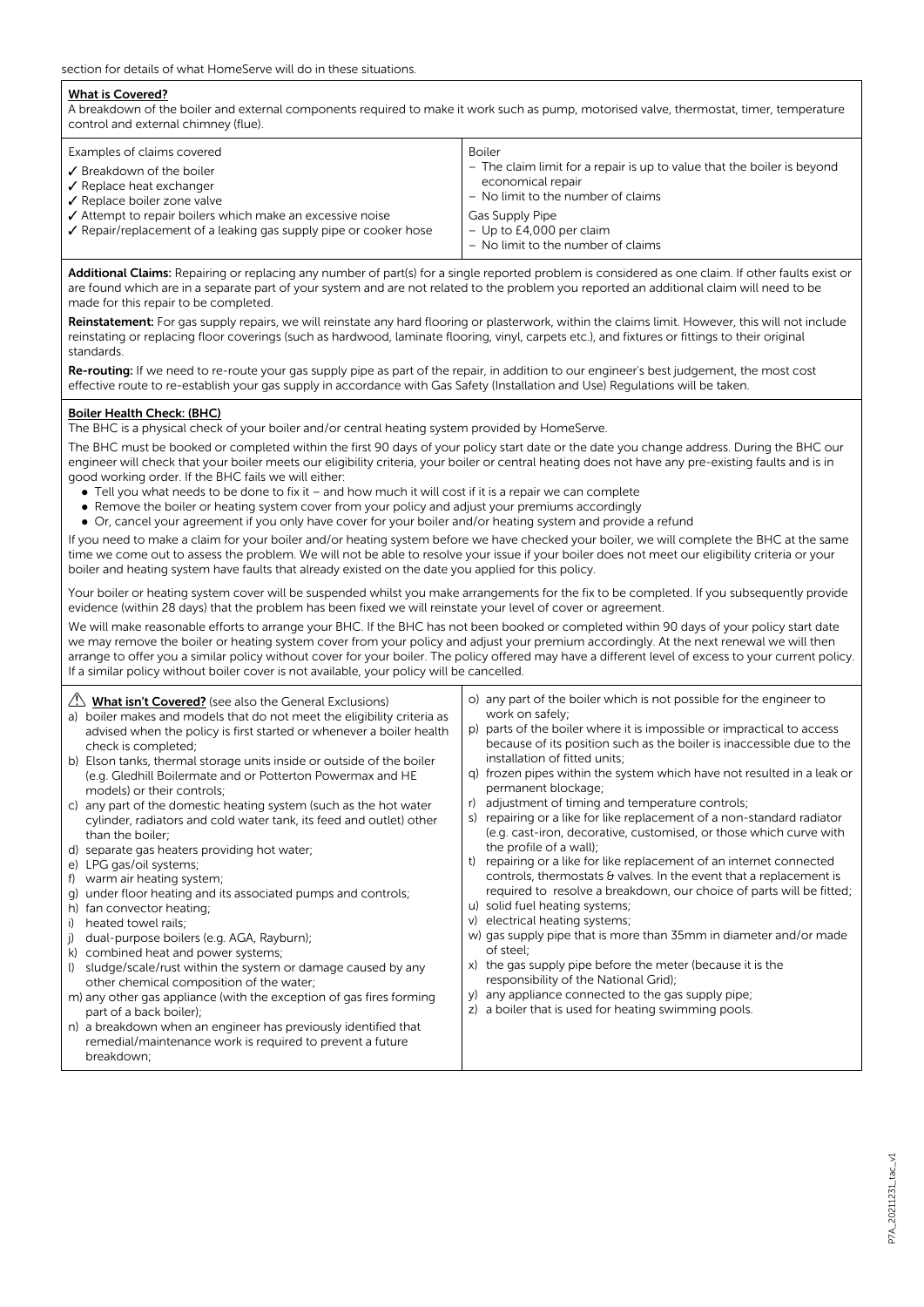section for details of what HomeServe will do in these situations.

**What is Covered?**

A breakdown of the boiler and external components required to make it work such as pump, motorised valve, thermostat, timer, temperature control and external chimney (flue).

| Examples of claims covered | |
|---|---|
| ✓ Breakdown of the boiler<br>✓ Replace heat exchanger<br>✓ Replace boiler zone valve<br>✓ Attempt to repair boilers which make an excessive noise<br>✓ Repair/replacement of a leaking gas supply pipe or cooker hose | Boiler<br>– The claim limit for a repair is up to value that the boiler is beyond economical repair<br>– No limit to the number of claims<br>Gas Supply Pipe<br>– Up to £4,000 per claim<br>– No limit to the number of claims |

**Additional Claims:** Repairing or replacing any number of part(s) for a single reported problem is considered as one claim. If other faults exist or are found which are in a separate part of your system and are not related to the problem you reported an additional claim will need to be made for this repair to be completed.

**Reinstatement:** For gas supply repairs, we will reinstate any hard flooring or plasterwork, within the claims limit. However, this will not include reinstating or replacing floor coverings (such as hardwood, laminate flooring, vinyl, carpets etc.), and fixtures or fittings to their original standards.

**Re-routing:** If we need to re-route your gas supply pipe as part of the repair, in addition to our engineer's best judgement, the most cost effective route to re-establish your gas supply in accordance with Gas Safety (Installation and Use) Regulations will be taken.

**Boiler Health Check: (BHC)**

The BHC is a physical check of your boiler and/or central heating system provided by HomeServe.

The BHC must be booked or completed within the first 90 days of your policy start date or the date you change address. During the BHC our engineer will check that your boiler meets our eligibility criteria, your boiler or central heating does not have any pre-existing faults and is in good working order. If the BHC fails we will either:

- Tell you what needs to be done to fix it – and how much it will cost if it is a repair we can complete
- Remove the boiler or heating system cover from your policy and adjust your premiums accordingly
- Or, cancel your agreement if you only have cover for your boiler and/or heating system and provide a refund

If you need to make a claim for your boiler and/or heating system before we have checked your boiler, we will complete the BHC at the same time we come out to assess the problem. We will not be able to resolve your issue if your boiler does not meet our eligibility criteria or your boiler and heating system have faults that already existed on the date you applied for this policy.

Your boiler or heating system cover will be suspended whilst you make arrangements for the fix to be completed. If you subsequently provide evidence (within 28 days) that the problem has been fixed we will reinstate your level of cover or agreement.

We will make reasonable efforts to arrange your BHC. If the BHC has not been booked or completed within 90 days of your policy start date we may remove the boiler or heating system cover from your policy and adjust your premium accordingly. At the next renewal we will then arrange to offer you a similar policy without cover for your boiler. The policy offered may have a different level of excess to your current policy. If a similar policy without boiler cover is not available, your policy will be cancelled.

⚠ **What isn't Covered?** (see also the General Exclusions)

a) boiler makes and models that do not meet the eligibility criteria as advised when the policy is first started or whenever a boiler health check is completed;
b) Elson tanks, thermal storage units inside or outside of the boiler (e.g. Gledhill Boilermate and or Potterton Powermax and HE models) or their controls;
c) any part of the domestic heating system (such as the hot water cylinder, radiators and cold water tank, its feed and outlet) other than the boiler;
d) separate gas heaters providing hot water;
e) LPG gas/oil systems;
f) warm air heating system;
g) under floor heating and its associated pumps and controls;
h) fan convector heating;
i) heated towel rails;
j) dual-purpose boilers (e.g. AGA, Rayburn);
k) combined heat and power systems;
l) sludge/scale/rust within the system or damage caused by any other chemical composition of the water;
m) any other gas appliance (with the exception of gas fires forming part of a back boiler);
n) a breakdown when an engineer has previously identified that remedial/maintenance work is required to prevent a future breakdown;
o) any part of the boiler which is not possible for the engineer to work on safely;
p) parts of the boiler where it is impossible or impractical to access because of its position such as the boiler is inaccessible due to the installation of fitted units;
q) frozen pipes within the system which have not resulted in a leak or permanent blockage;
r) adjustment of timing and temperature controls;
s) repairing or a like for like replacement of a non-standard radiator (e.g. cast-iron, decorative, customised, or those which curve with the profile of a wall);
t) repairing or a like for like replacement of an internet connected controls, thermostats & valves. In the event that a replacement is required to resolve a breakdown, our choice of parts will be fitted;
u) solid fuel heating systems;
v) electrical heating systems;
w) gas supply pipe that is more than 35mm in diameter and/or made of steel;
x) the gas supply pipe before the meter (because it is the responsibility of the National Grid);
y) any appliance connected to the gas supply pipe;
z) a boiler that is used for heating swimming pools.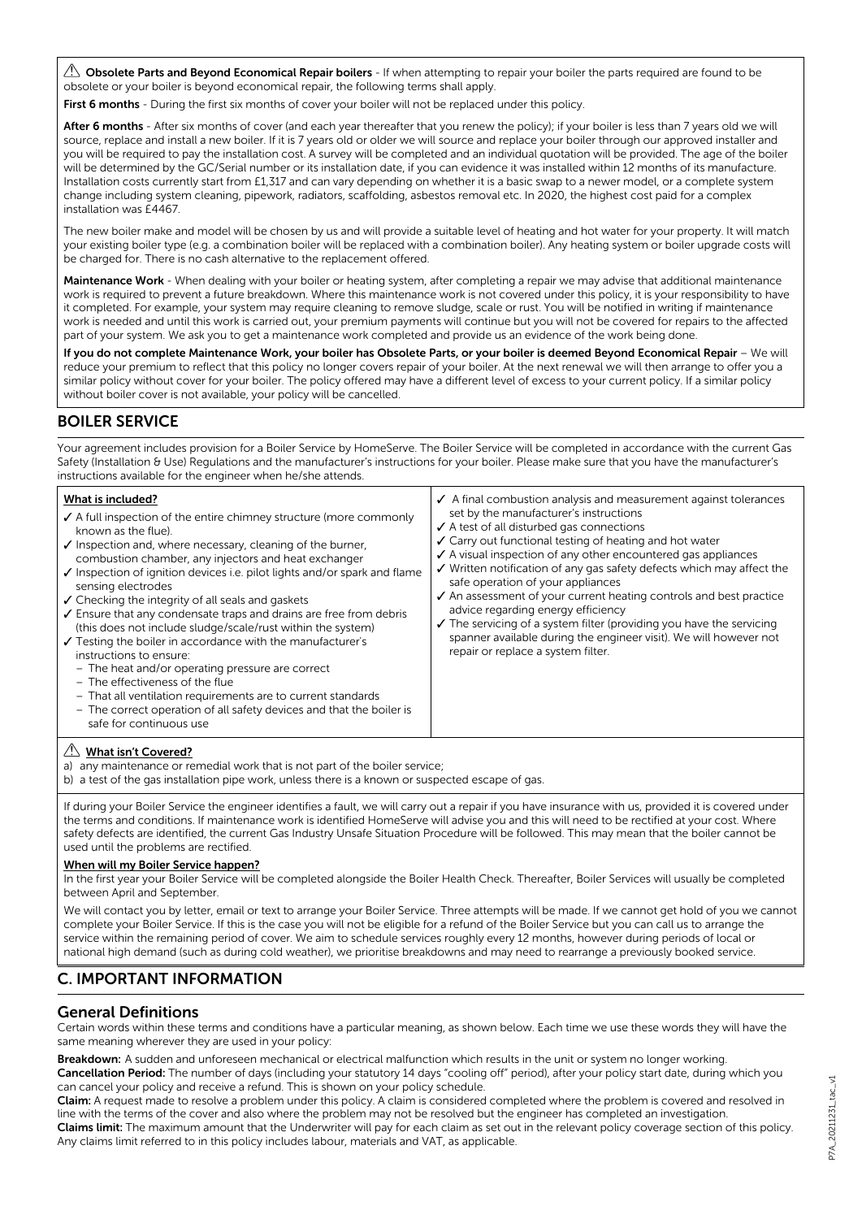⚠ **Obsolete Parts and Beyond Economical Repair boilers** - If when attempting to repair your boiler the parts required are found to be obsolete or your boiler is beyond economical repair, the following terms shall apply.

**First 6 months** - During the first six months of cover your boiler will not be replaced under this policy.

**After 6 months** - After six months of cover (and each year thereafter that you renew the policy); if your boiler is less than 7 years old we will source, replace and install a new boiler. If it is 7 years old or older we will source and replace your boiler through our approved installer and you will be required to pay the installation cost. A survey will be completed and an individual quotation will be provided. The age of the boiler will be determined by the GC/Serial number or its installation date, if you can evidence it was installed within 12 months of its manufacture. Installation costs currently start from £1,317 and can vary depending on whether it is a basic swap to a newer model, or a complete system change including system cleaning, pipework, radiators, scaffolding, asbestos removal etc. In 2020, the highest cost paid for a complex installation was £4467.

The new boiler make and model will be chosen by us and will provide a suitable level of heating and hot water for your property. It will match your existing boiler type (e.g. a combination boiler will be replaced with a combination boiler). Any heating system or boiler upgrade costs will be charged for. There is no cash alternative to the replacement offered.

**Maintenance Work** - When dealing with your boiler or heating system, after completing a repair we may advise that additional maintenance work is required to prevent a future breakdown. Where this maintenance work is not covered under this policy, it is your responsibility to have it completed. For example, your system may require cleaning to remove sludge, scale or rust. You will be notified in writing if maintenance work is needed and until this work is carried out, your premium payments will continue but you will not be covered for repairs to the affected part of your system. We ask you to get a maintenance work completed and provide us an evidence of the work being done.

**If you do not complete Maintenance Work, your boiler has Obsolete Parts, or your boiler is deemed Beyond Economical Repair** – We will reduce your premium to reflect that this policy no longer covers repair of your boiler. At the next renewal we will then arrange to offer you a similar policy without cover for your boiler. The policy offered may have a different level of excess to your current policy. If a similar policy without boiler cover is not available, your policy will be cancelled.

## BOILER SERVICE

Your agreement includes provision for a Boiler Service by HomeServe. The Boiler Service will be completed in accordance with the current Gas Safety (Installation & Use) Regulations and the manufacturer's instructions for your boiler. Please make sure that you have the manufacturer's instructions available for the engineer when he/she attends.

**What is included?**

- ✓ A full inspection of the entire chimney structure (more commonly known as the flue).
- ✓ Inspection and, where necessary, cleaning of the burner, combustion chamber, any injectors and heat exchanger
- ✓ Inspection of ignition devices i.e. pilot lights and/or spark and flame sensing electrodes
- ✓ Checking the integrity of all seals and gaskets
- ✓ Ensure that any condensate traps and drains are free from debris (this does not include sludge/scale/rust within the system)
- ✓ Testing the boiler in accordance with the manufacturer's instructions to ensure:
  - The heat and/or operating pressure are correct
  - The effectiveness of the flue
  - That all ventilation requirements are to current standards
  - The correct operation of all safety devices and that the boiler is safe for continuous use
- ✓ A final combustion analysis and measurement against tolerances set by the manufacturer's instructions
- ✓ A test of all disturbed gas connections
- ✓ Carry out functional testing of heating and hot water
- ✓ A visual inspection of any other encountered gas appliances
- ✓ Written notification of any gas safety defects which may affect the safe operation of your appliances
- ✓ An assessment of your current heating controls and best practice advice regarding energy efficiency
- ✓ The servicing of a system filter (providing you have the servicing spanner available during the engineer visit). We will however not repair or replace a system filter.

⚠ **What isn't Covered?**

a) any maintenance or remedial work that is not part of the boiler service;
b) a test of the gas installation pipe work, unless there is a known or suspected escape of gas.

If during your Boiler Service the engineer identifies a fault, we will carry out a repair if you have insurance with us, provided it is covered under the terms and conditions. If maintenance work is identified HomeServe will advise you and this will need to be rectified at your cost. Where safety defects are identified, the current Gas Industry Unsafe Situation Procedure will be followed. This may mean that the boiler cannot be used until the problems are rectified.

**When will my Boiler Service happen?**

In the first year your Boiler Service will be completed alongside the Boiler Health Check. Thereafter, Boiler Services will usually be completed between April and September.

We will contact you by letter, email or text to arrange your Boiler Service. Three attempts will be made. If we cannot get hold of you we cannot complete your Boiler Service. If this is the case you will not be eligible for a refund of the Boiler Service but you can call us to arrange the service within the remaining period of cover. We aim to schedule services roughly every 12 months, however during periods of local or national high demand (such as during cold weather), we prioritise breakdowns and may need to rearrange a previously booked service.

## C. IMPORTANT INFORMATION

### General Definitions

Certain words within these terms and conditions have a particular meaning, as shown below. Each time we use these words they will have the same meaning wherever they are used in your policy:

**Breakdown:** A sudden and unforeseen mechanical or electrical malfunction which results in the unit or system no longer working.
**Cancellation Period:** The number of days (including your statutory 14 days "cooling off" period), after your policy start date, during which you can cancel your policy and receive a refund. This is shown on your policy schedule.
**Claim:** A request made to resolve a problem under this policy. A claim is considered completed where the problem is covered and resolved in line with the terms of the cover and also where the problem may not be resolved but the engineer has completed an investigation.
**Claims limit:** The maximum amount that the Underwriter will pay for each claim as set out in the relevant policy coverage section of this policy. Any claims limit referred to in this policy includes labour, materials and VAT, as applicable.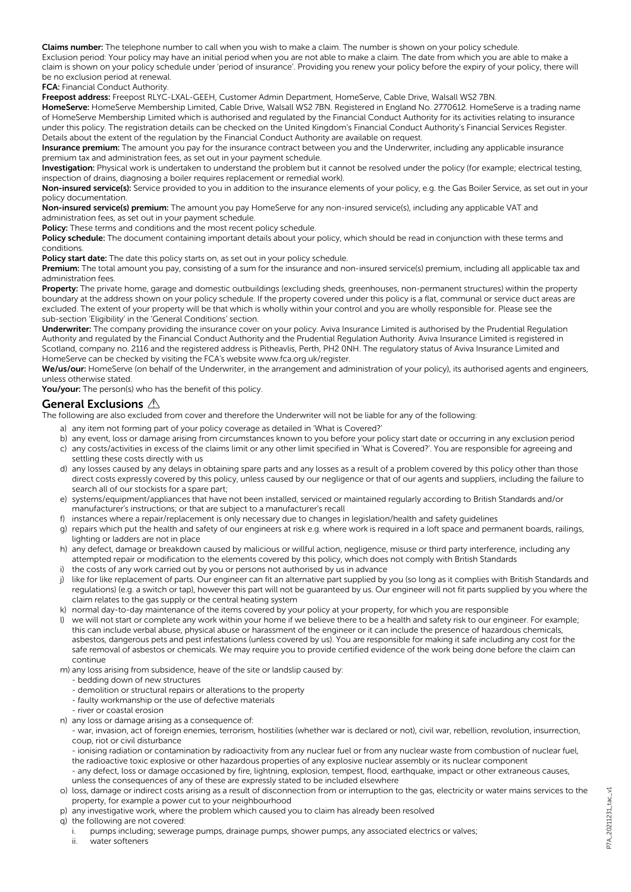**Claims number:** The telephone number to call when you wish to make a claim. The number is shown on your policy schedule.

Exclusion period: Your policy may have an initial period when you are not able to make a claim. The date from which you are able to make a claim is shown on your policy schedule under 'period of insurance'. Providing you renew your policy before the expiry of your policy, there will be no exclusion period at renewal.

**FCA:** Financial Conduct Authority.

**Freepost address:** Freepost RLYC-LXAL-GEEH, Customer Admin Department, HomeServe, Cable Drive, Walsall WS2 7BN.

**HomeServe:** HomeServe Membership Limited, Cable Drive, Walsall WS2 7BN. Registered in England No. 2770612. HomeServe is a trading name of HomeServe Membership Limited which is authorised and regulated by the Financial Conduct Authority for its activities relating to insurance under this policy. The registration details can be checked on the United Kingdom's Financial Conduct Authority's Financial Services Register. Details about the extent of the regulation by the Financial Conduct Authority are available on request.

**Insurance premium:** The amount you pay for the insurance contract between you and the Underwriter, including any applicable insurance premium tax and administration fees, as set out in your payment schedule.

**Investigation:** Physical work is undertaken to understand the problem but it cannot be resolved under the policy (for example; electrical testing, inspection of drains, diagnosing a boiler requires replacement or remedial work).

**Non-insured service(s):** Service provided to you in addition to the insurance elements of your policy, e.g. the Gas Boiler Service, as set out in your policy documentation.

**Non-insured service(s) premium:** The amount you pay HomeServe for any non-insured service(s), including any applicable VAT and administration fees, as set out in your payment schedule.

**Policy:** These terms and conditions and the most recent policy schedule.

**Policy schedule:** The document containing important details about your policy, which should be read in conjunction with these terms and conditions.

**Policy start date:** The date this policy starts on, as set out in your policy schedule.

**Premium:** The total amount you pay, consisting of a sum for the insurance and non-insured service(s) premium, including all applicable tax and administration fees.

**Property:** The private home, garage and domestic outbuildings (excluding sheds, greenhouses, non-permanent structures) within the property boundary at the address shown on your policy schedule. If the property covered under this policy is a flat, communal or service duct areas are excluded. The extent of your property will be that which is wholly within your control and you are wholly responsible for. Please see the sub-section 'Eligibility' in the 'General Conditions' section.

**Underwriter:** The company providing the insurance cover on your policy. Aviva Insurance Limited is authorised by the Prudential Regulation Authority and regulated by the Financial Conduct Authority and the Prudential Regulation Authority. Aviva Insurance Limited is registered in Scotland, company no. 2116 and the registered address is Pitheavlis, Perth, PH2 0NH. The regulatory status of Aviva Insurance Limited and HomeServe can be checked by visiting the FCA's website www.fca.org.uk/register.

**We/us/our:** HomeServe (on behalf of the Underwriter, in the arrangement and administration of your policy), its authorised agents and engineers, unless otherwise stated.

**You/your:** The person(s) who has the benefit of this policy.

## General Exclusions ⚠

The following are also excluded from cover and therefore the Underwriter will not be liable for any of the following:

a) any item not forming part of your policy coverage as detailed in 'What is Covered?'

b) any event, loss or damage arising from circumstances known to you before your policy start date or occurring in any exclusion period

c) any costs/activities in excess of the claims limit or any other limit specified in 'What is Covered?'. You are responsible for agreeing and settling these costs directly with us

d) any losses caused by any delays in obtaining spare parts and any losses as a result of a problem covered by this policy other than those direct costs expressly covered by this policy, unless caused by our negligence or that of our agents and suppliers, including the failure to search all of our stockists for a spare part;

e) systems/equipment/appliances that have not been installed, serviced or maintained regularly according to British Standards and/or manufacturer's instructions; or that are subject to a manufacturer's recall

f) instances where a repair/replacement is only necessary due to changes in legislation/health and safety guidelines

g) repairs which put the health and safety of our engineers at risk e.g. where work is required in a loft space and permanent boards, railings, lighting or ladders are not in place

h) any defect, damage or breakdown caused by malicious or willful action, negligence, misuse or third party interference, including any attempted repair or modification to the elements covered by this policy, which does not comply with British Standards

i) the costs of any work carried out by you or persons not authorised by us in advance

j) like for like replacement of parts. Our engineer can fit an alternative part supplied by you (so long as it complies with British Standards and regulations) (e.g. a switch or tap), however this part will not be guaranteed by us. Our engineer will not fit parts supplied by you where the claim relates to the gas supply or the central heating system

k) normal day-to-day maintenance of the items covered by your policy at your property, for which you are responsible

l) we will not start or complete any work within your home if we believe there to be a health and safety risk to our engineer. For example; this can include verbal abuse, physical abuse or harassment of the engineer or it can include the presence of hazardous chemicals, asbestos, dangerous pets and pest infestations (unless covered by us). You are responsible for making it safe including any cost for the safe removal of asbestos or chemicals. We may require you to provide certified evidence of the work being done before the claim can continue

m) any loss arising from subsidence, heave of the site or landslip caused by:
- bedding down of new structures
- demolition or structural repairs or alterations to the property
- faulty workmanship or the use of defective materials
- river or coastal erosion

n) any loss or damage arising as a consequence of:
- war, invasion, act of foreign enemies, terrorism, hostilities (whether war is declared or not), civil war, rebellion, revolution, insurrection, coup, riot or civil disturbance
- ionising radiation or contamination by radioactivity from any nuclear fuel or from any nuclear waste from combustion of nuclear fuel, the radioactive toxic explosive or other hazardous properties of any explosive nuclear assembly or its nuclear component
- any defect, loss or damage occasioned by fire, lightning, explosion, tempest, flood, earthquake, impact or other extraneous causes, unless the consequences of any of these are expressly stated to be included elsewhere

o) loss, damage or indirect costs arising as a result of disconnection from or interruption to the gas, electricity or water mains services to the property, for example a power cut to your neighbourhood

p) any investigative work, where the problem which caused you to claim has already been resolved

q) the following are not covered:
   i. pumps including; sewerage pumps, drainage pumps, shower pumps, any associated electrics or valves;
   ii. water softeners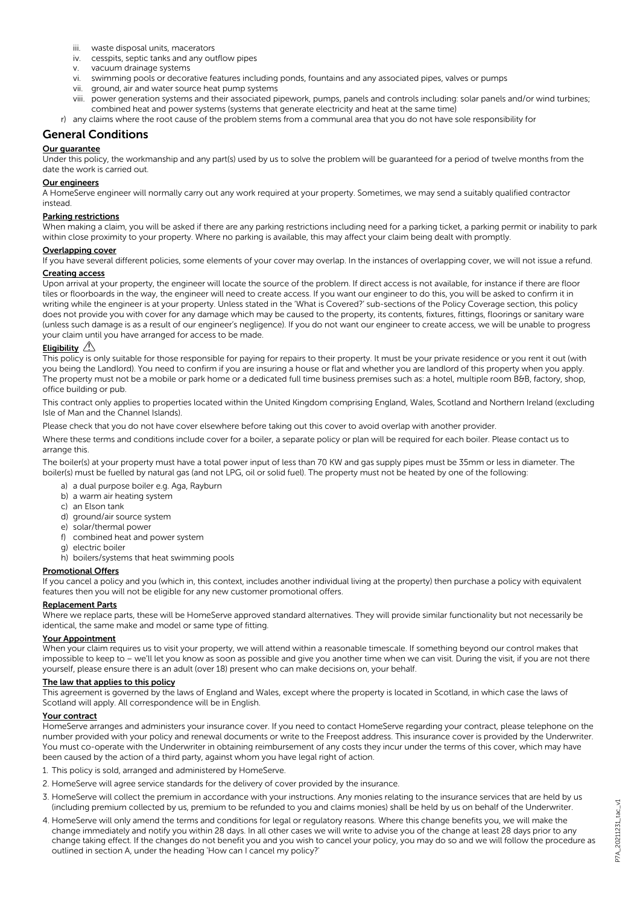iii. waste disposal units, macerators
iv. cesspits, septic tanks and any outflow pipes
v. vacuum drainage systems
vi. swimming pools or decorative features including ponds, fountains and any associated pipes, valves or pumps
vii. ground, air and water source heat pump systems
viii. power generation systems and their associated pipework, pumps, panels and controls including: solar panels and/or wind turbines; combined heat and power systems (systems that generate electricity and heat at the same time)

r) any claims where the root cause of the problem stems from a communal area that you do not have sole responsibility for

## General Conditions

**Our guarantee**

Under this policy, the workmanship and any part(s) used by us to solve the problem will be guaranteed for a period of twelve months from the date the work is carried out.

**Our engineers**

A HomeServe engineer will normally carry out any work required at your property. Sometimes, we may send a suitably qualified contractor instead.

**Parking restrictions**

When making a claim, you will be asked if there are any parking restrictions including need for a parking ticket, a parking permit or inability to park within close proximity to your property. Where no parking is available, this may affect your claim being dealt with promptly.

**Overlapping cover**

If you have several different policies, some elements of your cover may overlap. In the instances of overlapping cover, we will not issue a refund.

**Creating access**

Upon arrival at your property, the engineer will locate the source of the problem. If direct access is not available, for instance if there are floor tiles or floorboards in the way, the engineer will need to create access. If you want our engineer to do this, you will be asked to confirm it in writing while the engineer is at your property. Unless stated in the 'What is Covered?' sub-sections of the Policy Coverage section, this policy does not provide you with cover for any damage which may be caused to the property, its contents, fixtures, fittings, floorings or sanitary ware (unless such damage is as a result of our engineer's negligence). If you do not want our engineer to create access, we will be unable to progress your claim until you have arranged for access to be made.

**Eligibility** ⚠

This policy is only suitable for those responsible for paying for repairs to their property. It must be your private residence or you rent it out (with you being the Landlord). You need to confirm if you are insuring a house or flat and whether you are landlord of this property when you apply. The property must not be a mobile or park home or a dedicated full time business premises such as: a hotel, multiple room B&B, factory, shop, office building or pub.

This contract only applies to properties located within the United Kingdom comprising England, Wales, Scotland and Northern Ireland (excluding Isle of Man and the Channel Islands).

Please check that you do not have cover elsewhere before taking out this cover to avoid overlap with another provider.

Where these terms and conditions include cover for a boiler, a separate policy or plan will be required for each boiler. Please contact us to arrange this.

The boiler(s) at your property must have a total power input of less than 70 KW and gas supply pipes must be 35mm or less in diameter. The boiler(s) must be fuelled by natural gas (and not LPG, oil or solid fuel). The property must not be heated by one of the following:

a) a dual purpose boiler e.g. Aga, Rayburn
b) a warm air heating system
c) an Elson tank
d) ground/air source system
e) solar/thermal power
f) combined heat and power system
g) electric boiler
h) boilers/systems that heat swimming pools

**Promotional Offers**

If you cancel a policy and you (which in, this context, includes another individual living at the property) then purchase a policy with equivalent features then you will not be eligible for any new customer promotional offers.

**Replacement Parts**

Where we replace parts, these will be HomeServe approved standard alternatives. They will provide similar functionality but not necessarily be identical, the same make and model or same type of fitting.

**Your Appointment**

When your claim requires us to visit your property, we will attend within a reasonable timescale. If something beyond our control makes that impossible to keep to – we'll let you know as soon as possible and give you another time when we can visit. During the visit, if you are not there yourself, please ensure there is an adult (over 18) present who can make decisions on, your behalf.

**The law that applies to this policy**

This agreement is governed by the laws of England and Wales, except where the property is located in Scotland, in which case the laws of Scotland will apply. All correspondence will be in English.

**Your contract**

HomeServe arranges and administers your insurance cover. If you need to contact HomeServe regarding your contract, please telephone on the number provided with your policy and renewal documents or write to the Freepost address. This insurance cover is provided by the Underwriter. You must co-operate with the Underwriter in obtaining reimbursement of any costs they incur under the terms of this cover, which may have been caused by the action of a third party, against whom you have legal right of action.

1. This policy is sold, arranged and administered by HomeServe.
2. HomeServe will agree service standards for the delivery of cover provided by the insurance.
3. HomeServe will collect the premium in accordance with your instructions. Any monies relating to the insurance services that are held by us (including premium collected by us, premium to be refunded to you and claims monies) shall be held by us on behalf of the Underwriter.
4. HomeServe will only amend the terms and conditions for legal or regulatory reasons. Where this change benefits you, we will make the change immediately and notify you within 28 days. In all other cases we will write to advise you of the change at least 28 days prior to any change taking effect. If the changes do not benefit you and you wish to cancel your policy, you may do so and we will follow the procedure as outlined in section A, under the heading 'How can I cancel my policy?'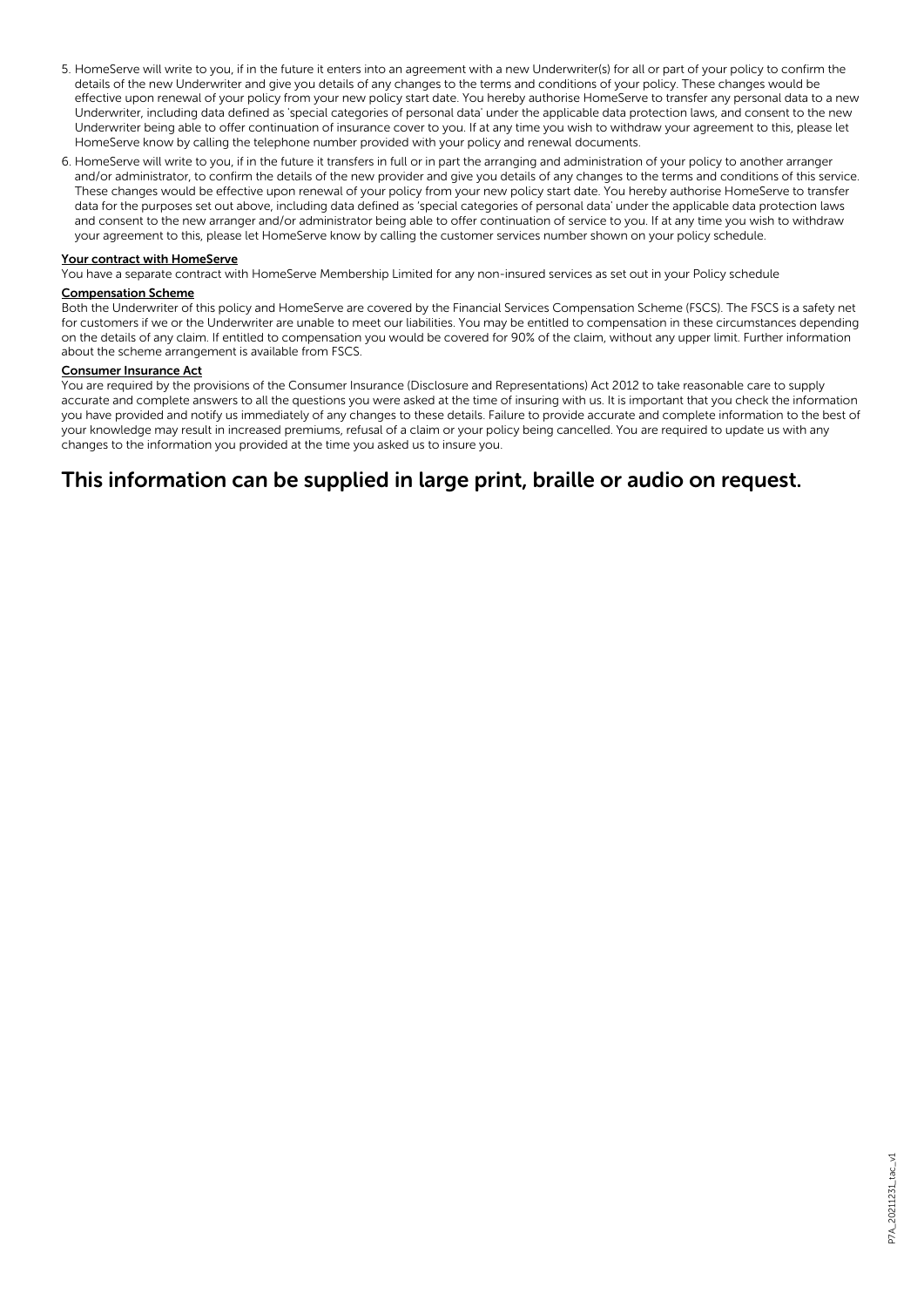5. HomeServe will write to you, if in the future it enters into an agreement with a new Underwriter(s) for all or part of your policy to confirm the details of the new Underwriter and give you details of any changes to the terms and conditions of your policy. These changes would be effective upon renewal of your policy from your new policy start date. You hereby authorise HomeServe to transfer any personal data to a new Underwriter, including data defined as 'special categories of personal data' under the applicable data protection laws, and consent to the new Underwriter being able to offer continuation of insurance cover to you. If at any time you wish to withdraw your agreement to this, please let HomeServe know by calling the telephone number provided with your policy and renewal documents.
6. HomeServe will write to you, if in the future it transfers in full or in part the arranging and administration of your policy to another arranger and/or administrator, to confirm the details of the new provider and give you details of any changes to the terms and conditions of this service. These changes would be effective upon renewal of your policy from your new policy start date. You hereby authorise HomeServe to transfer data for the purposes set out above, including data defined as 'special categories of personal data' under the applicable data protection laws and consent to the new arranger and/or administrator being able to offer continuation of service to you. If at any time you wish to withdraw your agreement to this, please let HomeServe know by calling the customer services number shown on your policy schedule.

**Your contract with HomeServe**

You have a separate contract with HomeServe Membership Limited for any non-insured services as set out in your Policy schedule

**Compensation Scheme**

Both the Underwriter of this policy and HomeServe are covered by the Financial Services Compensation Scheme (FSCS). The FSCS is a safety net for customers if we or the Underwriter are unable to meet our liabilities. You may be entitled to compensation in these circumstances depending on the details of any claim. If entitled to compensation you would be covered for 90% of the claim, without any upper limit. Further information about the scheme arrangement is available from FSCS.

**Consumer Insurance Act**

You are required by the provisions of the Consumer Insurance (Disclosure and Representations) Act 2012 to take reasonable care to supply accurate and complete answers to all the questions you were asked at the time of insuring with us. It is important that you check the information you have provided and notify us immediately of any changes to these details. Failure to provide accurate and complete information to the best of your knowledge may result in increased premiums, refusal of a claim or your policy being cancelled. You are required to update us with any changes to the information you provided at the time you asked us to insure you.

## This information can be supplied in large print, braille or audio on request.

P7A_20211231_tac_v1